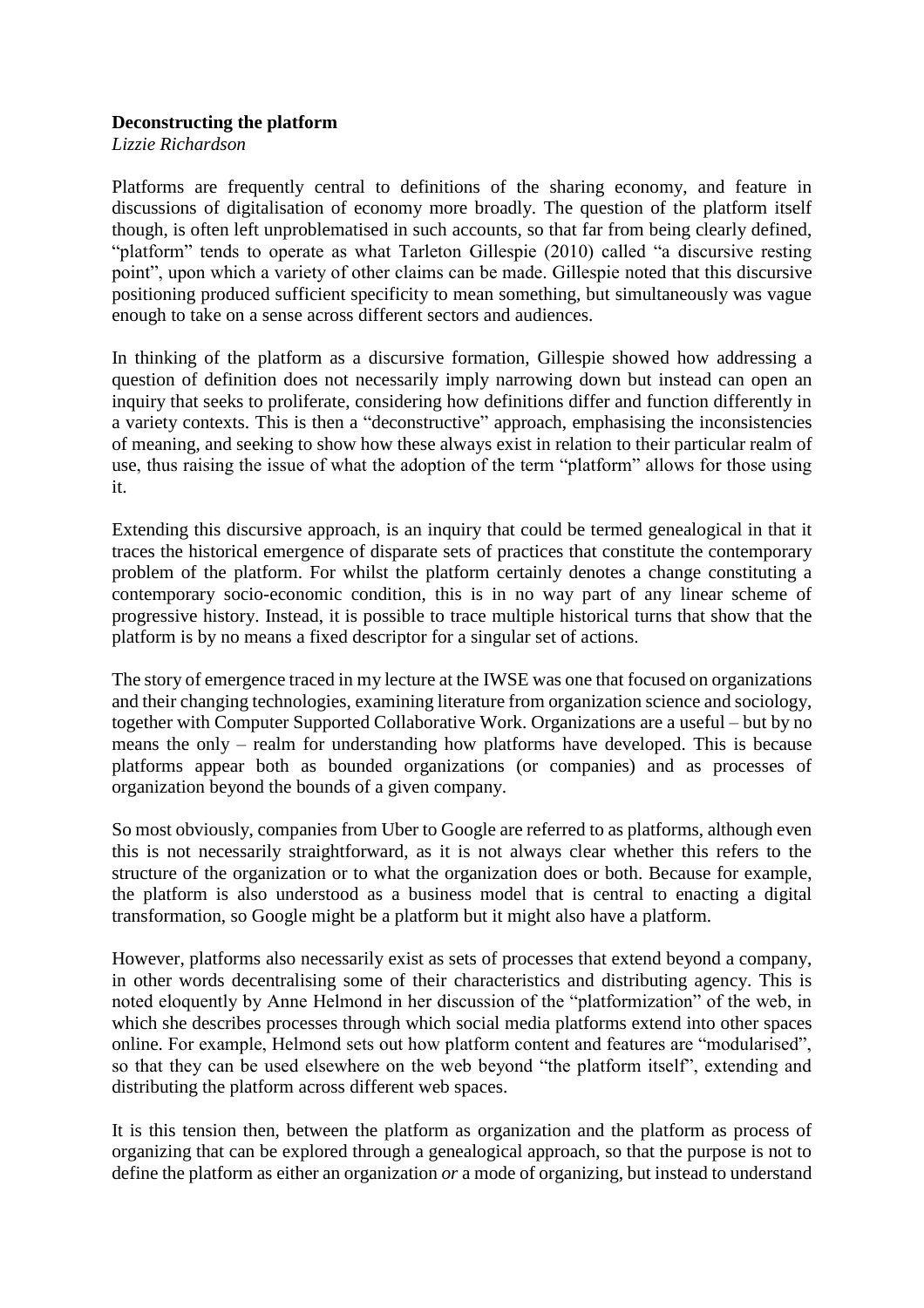**Deconstructing the platform**

*Lizzie Richardson*

Platforms are frequently central to definitions of the sharing economy, and feature in discussions of digitalisation of economy more broadly. The question of the platform itself though, is often left unproblematised in such accounts, so that far from being clearly defined, "platform" tends to operate as what Tarleton Gillespie (2010) called "a discursive resting point", upon which a variety of other claims can be made. Gillespie noted that this discursive positioning produced sufficient specificity to mean something, but simultaneously was vague enough to take on a sense across different sectors and audiences.

In thinking of the platform as a discursive formation, Gillespie showed how addressing a question of definition does not necessarily imply narrowing down but instead can open an inquiry that seeks to proliferate, considering how definitions differ and function differently in a variety contexts. This is then a "deconstructive" approach, emphasising the inconsistencies of meaning, and seeking to show how these always exist in relation to their particular realm of use, thus raising the issue of what the adoption of the term "platform" allows for those using it.

Extending this discursive approach, is an inquiry that could be termed genealogical in that it traces the historical emergence of disparate sets of practices that constitute the contemporary problem of the platform. For whilst the platform certainly denotes a change constituting a contemporary socio-economic condition, this is in no way part of any linear scheme of progressive history. Instead, it is possible to trace multiple historical turns that show that the platform is by no means a fixed descriptor for a singular set of actions.

The story of emergence traced in my lecture at the IWSE was one that focused on organizations and their changing technologies, examining literature from organization science and sociology, together with Computer Supported Collaborative Work. Organizations are a useful – but by no means the only – realm for understanding how platforms have developed. This is because platforms appear both as bounded organizations (or companies) and as processes of organization beyond the bounds of a given company.

So most obviously, companies from Uber to Google are referred to as platforms, although even this is not necessarily straightforward, as it is not always clear whether this refers to the structure of the organization or to what the organization does or both. Because for example, the platform is also understood as a business model that is central to enacting a digital transformation, so Google might be a platform but it might also have a platform.

However, platforms also necessarily exist as sets of processes that extend beyond a company, in other words decentralising some of their characteristics and distributing agency. This is noted eloquently by Anne Helmond in her discussion of the "platformization" of the web, in which she describes processes through which social media platforms extend into other spaces online. For example, Helmond sets out how platform content and features are "modularised", so that they can be used elsewhere on the web beyond "the platform itself", extending and distributing the platform across different web spaces.

It is this tension then, between the platform as organization and the platform as process of organizing that can be explored through a genealogical approach, so that the purpose is not to define the platform as either an organization *or* a mode of organizing, but instead to understand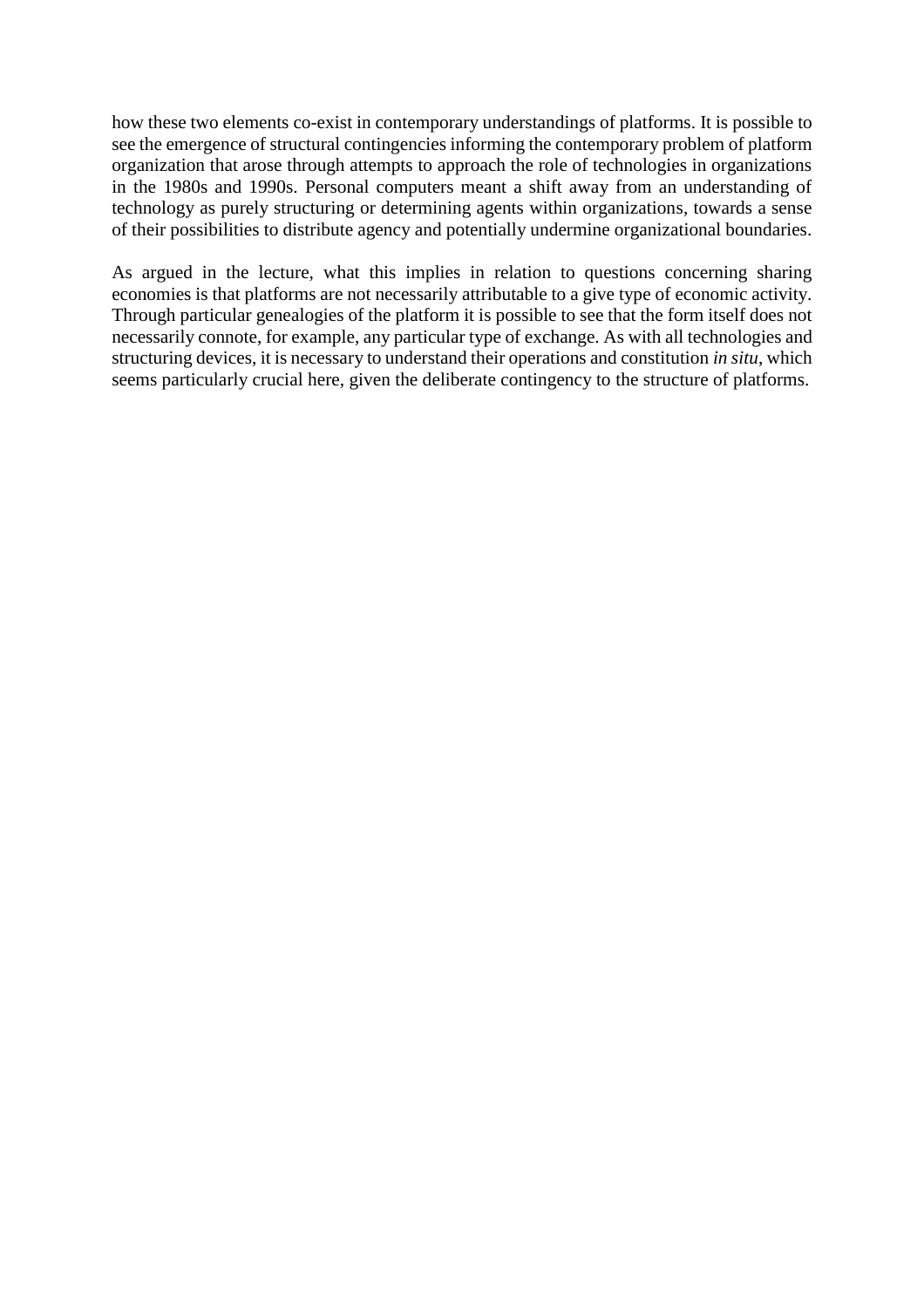how these two elements co-exist in contemporary understandings of platforms. It is possible to see the emergence of structural contingencies informing the contemporary problem of platform organization that arose through attempts to approach the role of technologies in organizations in the 1980s and 1990s. Personal computers meant a shift away from an understanding of technology as purely structuring or determining agents within organizations, towards a sense of their possibilities to distribute agency and potentially undermine organizational boundaries.

As argued in the lecture, what this implies in relation to questions concerning sharing economies is that platforms are not necessarily attributable to a give type of economic activity. Through particular genealogies of the platform it is possible to see that the form itself does not necessarily connote, for example, any particular type of exchange. As with all technologies and structuring devices, it is necessary to understand their operations and constitution *in situ*, which seems particularly crucial here, given the deliberate contingency to the structure of platforms.